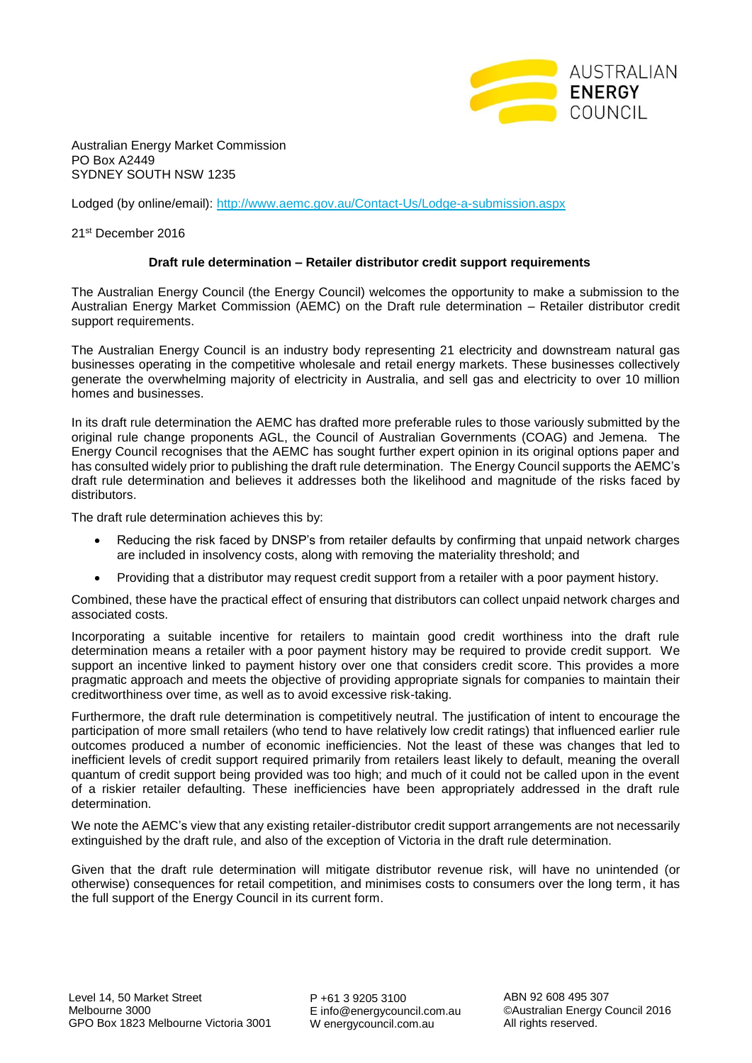AUSTRALIAN **ENERGY** COUNCIL

Australian Energy Market Commission
PO Box A2449
SYDNEY SOUTH NSW 1235

Lodged (by online/email): http://www.aemc.gov.au/Contact-Us/Lodge-a-submission.aspx

21st December 2016

**Draft rule determination – Retailer distributor credit support requirements**

The Australian Energy Council (the Energy Council) welcomes the opportunity to make a submission to the Australian Energy Market Commission (AEMC) on the Draft rule determination – Retailer distributor credit support requirements.

The Australian Energy Council is an industry body representing 21 electricity and downstream natural gas businesses operating in the competitive wholesale and retail energy markets. These businesses collectively generate the overwhelming majority of electricity in Australia, and sell gas and electricity to over 10 million homes and businesses.

In its draft rule determination the AEMC has drafted more preferable rules to those variously submitted by the original rule change proponents AGL, the Council of Australian Governments (COAG) and Jemena. The Energy Council recognises that the AEMC has sought further expert opinion in its original options paper and has consulted widely prior to publishing the draft rule determination. The Energy Council supports the AEMC's draft rule determination and believes it addresses both the likelihood and magnitude of the risks faced by distributors.

The draft rule determination achieves this by:

- Reducing the risk faced by DNSP's from retailer defaults by confirming that unpaid network charges are included in insolvency costs, along with removing the materiality threshold; and
- Providing that a distributor may request credit support from a retailer with a poor payment history.

Combined, these have the practical effect of ensuring that distributors can collect unpaid network charges and associated costs.

Incorporating a suitable incentive for retailers to maintain good credit worthiness into the draft rule determination means a retailer with a poor payment history may be required to provide credit support. We support an incentive linked to payment history over one that considers credit score. This provides a more pragmatic approach and meets the objective of providing appropriate signals for companies to maintain their creditworthiness over time, as well as to avoid excessive risk-taking.

Furthermore, the draft rule determination is competitively neutral. The justification of intent to encourage the participation of more small retailers (who tend to have relatively low credit ratings) that influenced earlier rule outcomes produced a number of economic inefficiencies. Not the least of these was changes that led to inefficient levels of credit support required primarily from retailers least likely to default, meaning the overall quantum of credit support being provided was too high; and much of it could not be called upon in the event of a riskier retailer defaulting. These inefficiencies have been appropriately addressed in the draft rule determination.

We note the AEMC's view that any existing retailer-distributor credit support arrangements are not necessarily extinguished by the draft rule, and also of the exception of Victoria in the draft rule determination.

Given that the draft rule determination will mitigate distributor revenue risk, will have no unintended (or otherwise) consequences for retail competition, and minimises costs to consumers over the long term, it has the full support of the Energy Council in its current form.

Level 14, 50 Market Street
Melbourne 3000
GPO Box 1823 Melbourne Victoria 3001

P +61 3 9205 3100
E info@energycouncil.com.au
W energycouncil.com.au

ABN 92 608 495 307
©Australian Energy Council 2016
All rights reserved.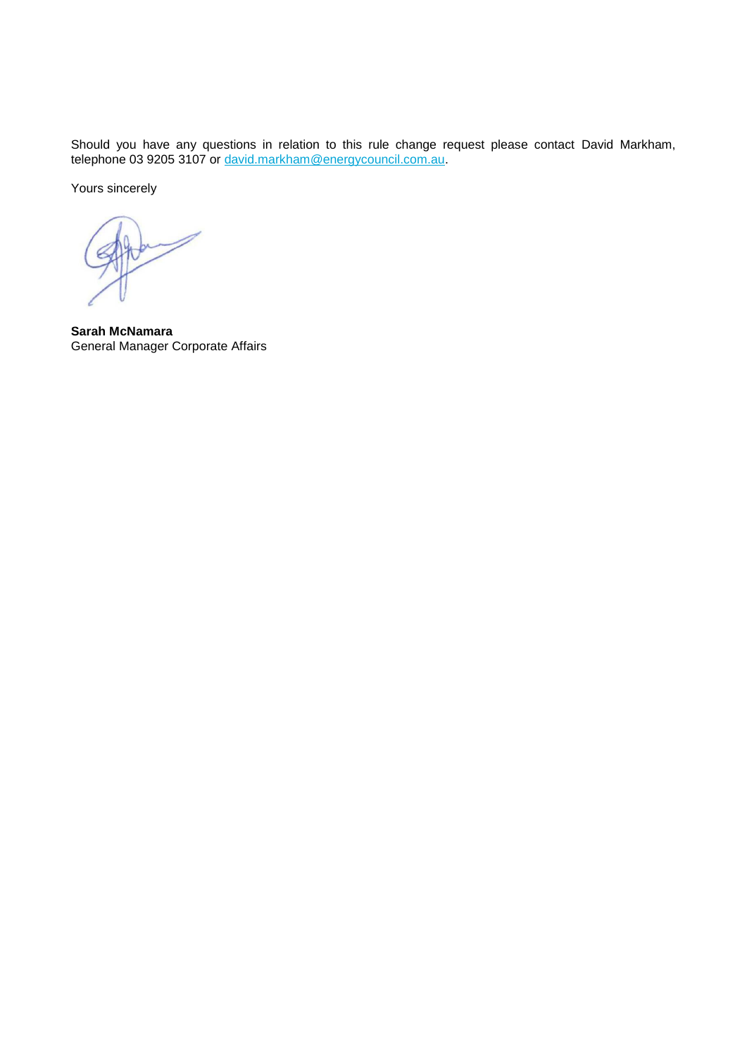Should you have any questions in relation to this rule change request please contact David Markham, telephone 03 9205 3107 or david.markham@energycouncil.com.au.

Yours sincerely

**Sarah McNamara**
General Manager Corporate Affairs